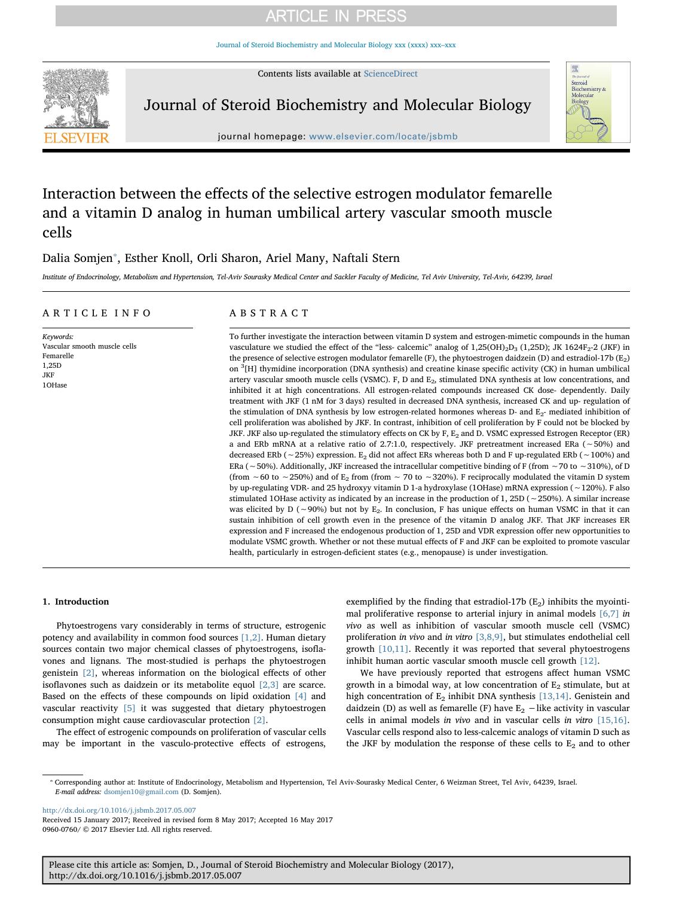# Interaction between the effects of the selective estrogen modulator femarelle and a vitamin D analog in human umbilical artery vascular smooth muscle cells

Dalia Somjen*, Esther Knoll, Orli Sharon, Ariel Many, Naftali Stern

*Institute of Endocrinology, Metabolism and Hypertension, Tel-Aviv Sourasky Medical Center and Sackler Faculty of Medicine, Tel Aviv University, Tel-Aviv, 64239, Israel*

## ARTICLE INFO

*Keywords:*
Vascular smooth muscle cells
Femarelle
1,25D
JKF
1OHase

## ABSTRACT

To further investigate the interaction between vitamin D system and estrogen-mimetic compounds in the human vasculature we studied the effect of the "less- calcemic" analog of 1,25(OH)$_2$D$_3$ (1,25D); JK 1624F$_2$-2 (JKF) in the presence of selective estrogen modulator femarelle (F), the phytoestrogen daidzein (D) and estradiol-17b (E$_2$) on $^3$[H] thymidine incorporation (DNA synthesis) and creatine kinase specific activity (CK) in human umbilical artery vascular smooth muscle cells (VSMC). F, D and E$_2$, stimulated DNA synthesis at low concentrations, and inhibited it at high concentrations. All estrogen-related compounds increased CK dose- dependently. Daily treatment with JKF (1 nM for 3 days) resulted in decreased DNA synthesis, increased CK and up- regulation of the stimulation of DNA synthesis by low estrogen-related hormones whereas D- and E$_2$- mediated inhibition of cell proliferation was abolished by JKF. In contrast, inhibition of cell proliferation by F could not be blocked by JKF. JKF also up-regulated the stimulatory effects on CK by F, E$_2$ and D. VSMC expressed Estrogen Receptor (ER) a and ERb mRNA at a relative ratio of 2.7:1.0, respectively. JKF pretreatment increased ERa (~50%) and decreased ERb (~25%) expression. E$_2$ did not affect ERs whereas both D and F up-regulated ERb (~100%) and ERa (~50%). Additionally, JKF increased the intracellular competitive binding of F (from ~70 to ~310%), of D (from ~60 to ~250%) and of E$_2$ from (from ~ 70 to ~320%). F reciprocally modulated the vitamin D system by up-regulating VDR- and 25 hydroxyy vitamin D 1-a hydroxylase (1OHase) mRNA expression (~120%). F also stimulated 1OHase activity as indicated by an increase in the production of 1, 25D (~250%). A similar increase was elicited by D (~90%) but not by E$_2$. In conclusion, F has unique effects on human VSMC in that it can sustain inhibition of cell growth even in the presence of the vitamin D analog JKF. That JKF increases ER expression and F increased the endogenous production of 1, 25D and VDR expression offer new opportunities to modulate VSMC growth. Whether or not these mutual effects of F and JKF can be exploited to promote vascular health, particularly in estrogen-deficient states (e.g., menopause) is under investigation.

## 1. Introduction

Phytoestrogens vary considerably in terms of structure, estrogenic potency and availability in common food sources [1,2]. Human dietary sources contain two major chemical classes of phytoestrogens, isoflavones and lignans. The most-studied is perhaps the phytoestrogen genistein [2], whereas information on the biological effects of other isoflavones such as daidzein or its metabolite equol [2,3] are scarce. Based on the effects of these compounds on lipid oxidation [4] and vascular reactivity [5] it was suggested that dietary phytoestrogen consumption might cause cardiovascular protection [2].

The effect of estrogenic compounds on proliferation of vascular cells may be important in the vasculo-protective effects of estrogens, exemplified by the finding that estradiol-17b (E$_2$) inhibits the myointimal proliferative response to arterial injury in animal models [6,7] *in vivo* as well as inhibition of vascular smooth muscle cell (VSMC) proliferation *in vivo* and *in vitro* [3,8,9], but stimulates endothelial cell growth [10,11]. Recently it was reported that several phytoestrogens inhibit human aortic vascular smooth muscle cell growth [12].

We have previously reported that estrogens affect human VSMC growth in a bimodal way, at low concentration of E$_2$ stimulate, but at high concentration of E$_2$ inhibit DNA synthesis [13,14]. Genistein and daidzein (D) as well as femarelle (F) have E$_2$ −like activity in vascular cells in animal models *in vivo* and in vascular cells *in vitro* [15,16]. Vascular cells respond also to less-calcemic analogs of vitamin D such as the JKF by modulation the response of these cells to E$_2$ and to other

* Corresponding author at: Institute of Endocrinology, Metabolism and Hypertension, Tel Aviv-Sourasky Medical Center, 6 Weizman Street, Tel Aviv, 64239, Israel.
*E-mail address:* dsomjen10@gmail.com (D. Somjen).

http://dx.doi.org/10.1016/j.jsbmb.2017.05.007
Received 15 January 2017; Received in revised form 8 May 2017; Accepted 16 May 2017
0960-0760/ © 2017 Elsevier Ltd. All rights reserved.

Please cite this article as: Somjen, D., Journal of Steroid Biochemistry and Molecular Biology (2017), http://dx.doi.org/10.1016/j.jsbmb.2017.05.007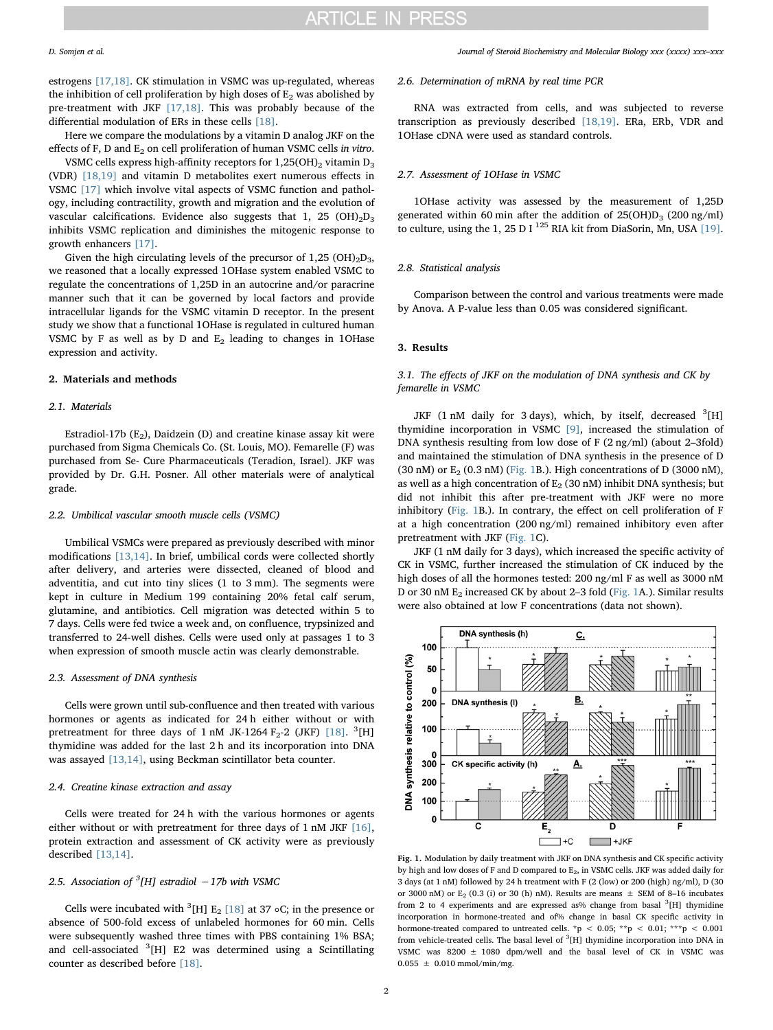estrogens [17,18]. CK stimulation in VSMC was up-regulated, whereas the inhibition of cell proliferation by high doses of $E_2$ was abolished by pre-treatment with JKF [17,18]. This was probably because of the differential modulation of ERs in these cells [18].

Here we compare the modulations by a vitamin D analog JKF on the effects of F, D and $E_2$ on cell proliferation of human VSMC cells *in vitro*.

VSMC cells express high-affinity receptors for 1,25(OH)$_2$ vitamin $D_3$ (VDR) [18,19] and vitamin D metabolites exert numerous effects in VSMC [17] which involve vital aspects of VSMC function and pathology, including contractility, growth and migration and the evolution of vascular calcifications. Evidence also suggests that 1, 25 (OH)$_2$$D_3$ inhibits VSMC replication and diminishes the mitogenic response to growth enhancers [17].

Given the high circulating levels of the precursor of 1,25 (OH)$_2$$D_3$, we reasoned that a locally expressed 1OHase system enabled VSMC to regulate the concentrations of 1,25D in an autocrine and/or paracrine manner such that it can be governed by local factors and provide intracellular ligands for the VSMC vitamin D receptor. In the present study we show that a functional 1OHase is regulated in cultured human VSMC by F as well as by D and $E_2$ leading to changes in 1OHase expression and activity.

## 2. Materials and methods

### 2.1. Materials

Estradiol-17b ($E_2$), Daidzein (D) and creatine kinase assay kit were purchased from Sigma Chemicals Co. (St. Louis, MO). Femarelle (F) was purchased from Se- Cure Pharmaceuticals (Teradion, Israel). JKF was provided by Dr. G.H. Posner. All other materials were of analytical grade.

### 2.2. Umbilical vascular smooth muscle cells (VSMC)

Umbilical VSMCs were prepared as previously described with minor modifications [13,14]. In brief, umbilical cords were collected shortly after delivery, and arteries were dissected, cleaned of blood and adventitia, and cut into tiny slices (1 to 3 mm). The segments were kept in culture in Medium 199 containing 20% fetal calf serum, glutamine, and antibiotics. Cell migration was detected within 5 to 7 days. Cells were fed twice a week and, on confluence, trypsinized and transferred to 24-well dishes. Cells were used only at passages 1 to 3 when expression of smooth muscle actin was clearly demonstrable.

### 2.3. Assessment of DNA synthesis

Cells were grown until sub-confluence and then treated with various hormones or agents as indicated for 24 h either without or with pretreatment for three days of 1 nM JK-1264 $F_2$-2 (JKF) [18]. $^3$[H] thymidine was added for the last 2 h and its incorporation into DNA was assayed [13,14], using Beckman scintillator beta counter.

### 2.4. Creatine kinase extraction and assay

Cells were treated for 24 h with the various hormones or agents either without or with pretreatment for three days of 1 nM JKF [16], protein extraction and assessment of CK activity were as previously described [13,14].

### 2.5. Association of $^3$[H] estradiol −17b with VSMC

Cells were incubated with $^3$[H] $E_2$ [18] at 37 ∘C; in the presence or absence of 500-fold excess of unlabeled hormones for 60 min. Cells were subsequently washed three times with PBS containing 1% BSA; and cell-associated $^3$[H] E2 was determined using a Scintillating counter as described before [18].

### 2.6. Determination of mRNA by real time PCR

RNA was extracted from cells, and was subjected to reverse transcription as previously described [18,19]. ERa, ERb, VDR and 1OHase cDNA were used as standard controls.

### 2.7. Assessment of 1OHase in VSMC

1OHase activity was assessed by the measurement of 1,25D generated within 60 min after the addition of 25(OH)$D_3$ (200 ng/ml) to culture, using the 1, 25 D I $^{125}$ RIA kit from DiaSorin, Mn, USA [19].

### 2.8. Statistical analysis

Comparison between the control and various treatments were made by Anova. A P-value less than 0.05 was considered significant.

## 3. Results

### 3.1. The effects of JKF on the modulation of DNA synthesis and CK by femarelle in VSMC

JKF (1 nM daily for 3 days), which, by itself, decreased $^3$[H] thymidine incorporation in VSMC [9], increased the stimulation of DNA synthesis resulting from low dose of F (2 ng/ml) (about 2–3fold) and maintained the stimulation of DNA synthesis in the presence of D (30 nM) or $E_2$ (0.3 nM) (Fig. 1B.). High concentrations of D (3000 nM), as well as a high concentration of $E_2$ (30 nM) inhibit DNA synthesis; but did not inhibit this after pre-treatment with JKF were no more inhibitory (Fig. 1B.). In contrary, the effect on cell proliferation of F at a high concentration (200 ng/ml) remained inhibitory even after pretreatment with JKF (Fig. 1C).

JKF (1 nM daily for 3 days), which increased the specific activity of CK in VSMC, further increased the stimulation of CK induced by the high doses of all the hormones tested: 200 ng/ml F as well as 3000 nM D or 30 nM $E_2$ increased CK by about 2–3 fold (Fig. 1A.). Similar results were also obtained at low F concentrations (data not shown).

**Fig. 1.** Modulation by daily treatment with JKF on DNA synthesis and CK specific activity by high and low doses of F and D compared to $E_2$, in VSMC cells. JKF was added daily for 3 days (at 1 nM) followed by 24 h treatment with F (2 (low) or 200 (high) ng/ml), D (30 or 3000 nM) or $E_2$ (0.3 (i) or 30 (h) nM). Results are means ± SEM of 8–16 incubates from 2 to 4 experiments and are expressed as% change from basal $^3$[H] thymidine incorporation in hormone-treated and of% change in basal CK specific activity in hormone-treated compared to untreated cells. *p < 0.05; **p < 0.01; ***p < 0.001 from vehicle-treated cells. The basal level of $^3$[H] thymidine incorporation into DNA in VSMC was 8200 ± 1080 dpm/well and the basal level of CK in VSMC was 0.055 ± 0.010 mmol/min/mg.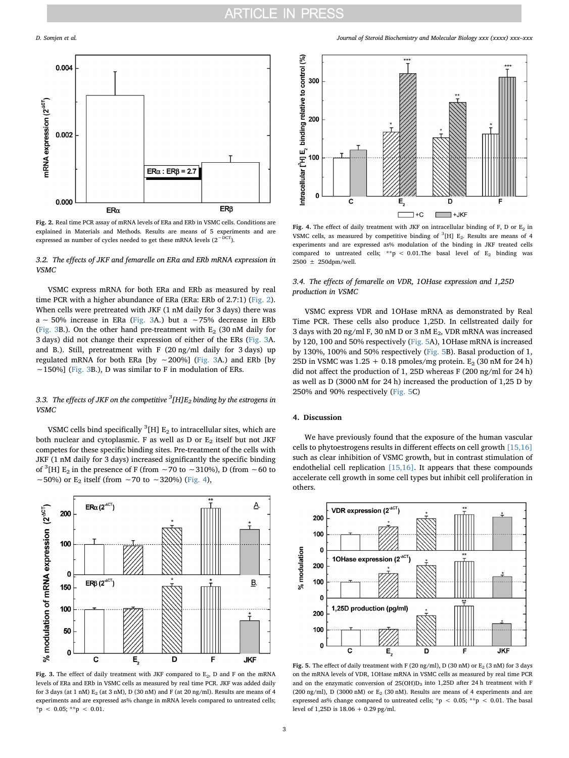Fig. 2. Real time PCR assay of mRNA levels of ERa and ERb in VSMC cells. Conditions are explained in Materials and Methods. Results are means of 5 experiments and are expressed as number of cycles needed to get these mRNA levels ($2^{-DCT}$).

### 3.2. The effects of JKF and femarelle on ERa and ERb mRNA expression in VSMC

VSMC express mRNA for both ERa and ERb as measured by real time PCR with a higher abundance of ERa (ERa: ERb of 2.7:1) (Fig. 2). When cells were pretreated with JKF (1 nM daily for 3 days) there was a ~ 50% increase in ERa (Fig. 3A.) but a ~75% decrease in ERb (Fig. 3B.). On the other hand pre-treatment with $E_2$ (30 nM daily for 3 days) did not change their expression of either of the ERs (Fig. 3A. and B.). Still, pretreatment with F (20 ng/ml daily for 3 days) up regulated mRNA for both ERa [by ~200%] (Fig. 3A.) and ERb [by ~150%] (Fig. 3B.), D was similar to F in modulation of ERs.

### 3.3. The effects of JKF on the competitive $^3$[H]$E_2$ binding by the estrogens in VSMC

VSMC cells bind specifically $^3$[H] $E_2$ to intracellular sites, which are both nuclear and cytoplasmic. F as well as D or $E_2$ itself but not JKF competes for these specific binding sites. Pre-treatment of the cells with JKF (1 nM daily for 3 days) increased significantly the specific binding of $^3$[H] $E_2$ in the presence of F (from ~70 to ~310%), D (from ~60 to ~50%) or $E_2$ itself (from ~70 to ~320%) (Fig. 4),

Fig. 3. The effect of daily treatment with JKF compared to $E_2$, D and F on the mRNA levels of ERa and ERb in VSMC cells as measured by real time PCR. JKF was added daily for 3 days (at 1 nM) $E_2$ (at 3 nM), D (30 nM) and F (at 20 ng/ml). Results are means of 4 experiments and are expressed as% change in mRNA levels compared to untreated cells; $*p < 0.05$; $**p < 0.01$.

Fig. 4. The effect of daily treatment with JKF on intracellular binding of F, D or $E_2$ in VSMC cells, as measured by competitive binding of $^3$[H] $E_2$. Results are means of 4 experiments and expressed as% modulation of the binding in JKF treated cells compared to untreated cells; $**p < 0.01$.The basal level of $E_2$ binding was 2500 ± 250dpm/well.

### 3.4. The effects of femarelle on VDR, 1OHase expression and 1,25D production in VSMC

VSMC express VDR and 1OHase mRNA as demonstrated by Real Time PCR. These cells also produce 1,25D. In cellstreated daily for 3 days with 20 ng/ml F, 30 nM D or 3 nM $E_2$, VDR mRNA was increased by 120, 100 and 50% respectively (Fig. 5A), 1OHase mRNA is increased by 130%, 100% and 50% respectively (Fig. 5B). Basal production of 1, 25D in VSMC was 1.25 + 0.18 pmoles/mg protein. $E_2$ (30 nM for 24 h) did not affect the production of 1, 25D whereas F (200 ng/ml for 24 h) as well as D (3000 nM for 24 h) increased the production of 1,25 D by 250% and 90% respectively (Fig. 5C)

## 4. Discussion

We have previously found that the exposure of the human vascular cells to phytoestrogens results in different effects on cell growth [15,16] such as clear inhibition of VSMC growth, but in contrast stimulation of endothelial cell replication [15,16]. It appears that these compounds accelerate cell growth in some cell types but inhibit cell proliferation in others.

Fig. 5. The effect of daily treatment with F (20 ng/ml), D (30 nM) or $E_2$ (3 nM) for 3 days on the mRNA levels of VDR, 1OHase mRNA in VSMC cells as measured by real time PCR and on the enzymatic conversion of 25(OH)$D_3$ into 1,25D after 24 h treatment with F (200 ng/ml), D (3000 nM) or $E_2$ (30 nM). Results are means of 4 experiments and are expressed as% change compared to untreated cells; $*p < 0.05$; $**p < 0.01$. The basal level of 1,25D is 18.06 + 0.29 pg/ml.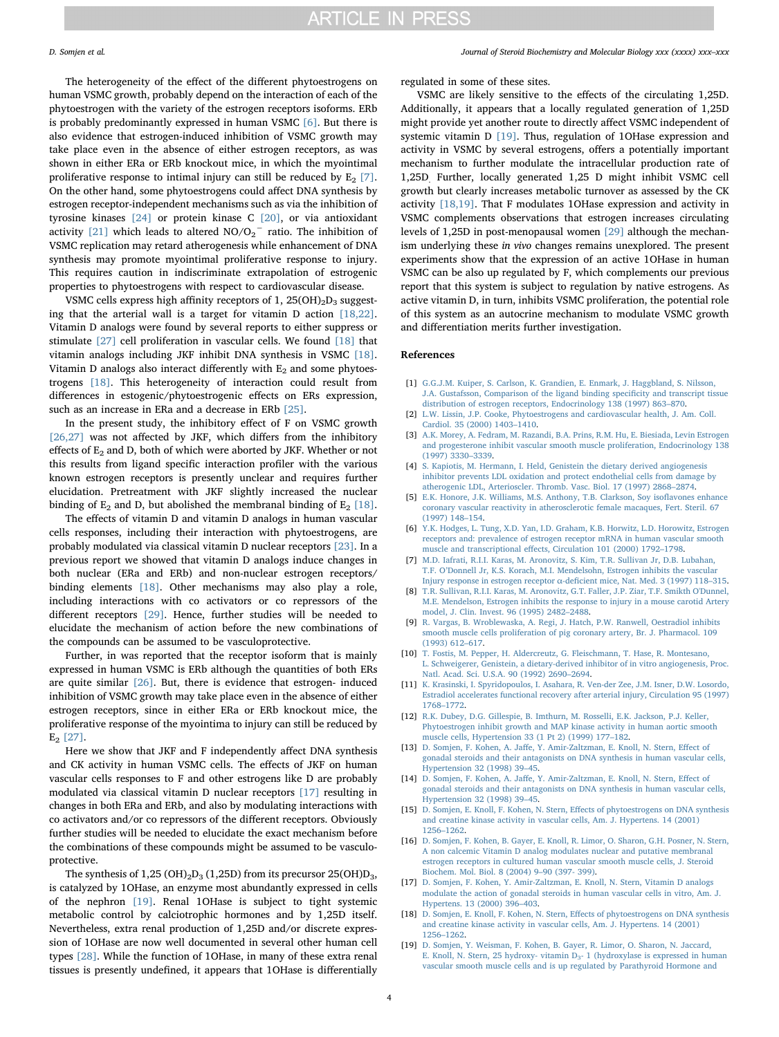The heterogeneity of the effect of the different phytoestrogens on human VSMC growth, probably depend on the interaction of each of the phytoestrogen with the variety of the estrogen receptors isoforms. ERb is probably predominantly expressed in human VSMC [6]. But there is also evidence that estrogen-induced inhibition of VSMC growth may take place even in the absence of either estrogen receptors, as was shown in either ERa or ERb knockout mice, in which the myointimal proliferative response to intimal injury can still be reduced by $E_2$ [7]. On the other hand, some phytoestrogens could affect DNA synthesis by estrogen receptor-independent mechanisms such as via the inhibition of tyrosine kinases [24] or protein kinase C [20], or via antioxidant activity [21] which leads to altered $NO/O_2^-$ ratio. The inhibition of VSMC replication may retard atherogenesis while enhancement of DNA synthesis may promote myointimal proliferative response to injury. This requires caution in indiscriminate extrapolation of estrogenic properties to phytoestrogens with respect to cardiovascular disease.

VSMC cells express high affinity receptors of 1, $25(OH)_2D_3$ suggesting that the arterial wall is a target for vitamin D action [18,22]. Vitamin D analogs were found by several reports to either suppress or stimulate [27] cell proliferation in vascular cells. We found [18] that vitamin analogs including JKF inhibit DNA synthesis in VSMC [18]. Vitamin D analogs also interact differently with $E_2$ and some phytoestrogens [18]. This heterogeneity of interaction could result from differences in estogenic/phytoestrogenic effects on ERs expression, such as an increase in ERa and a decrease in ERb [25].

In the present study, the inhibitory effect of F on VSMC growth [26,27] was not affected by JKF, which differs from the inhibitory effects of $E_2$ and D, both of which were aborted by JKF. Whether or not this results from ligand specific interaction profiler with the various known estrogen receptors is presently unclear and requires further elucidation. Pretreatment with JKF slightly increased the nuclear binding of $E_2$ and D, but abolished the membranal binding of $E_2$ [18].

The effects of vitamin D and vitamin D analogs in human vascular cells responses, including their interaction with phytoestrogens, are probably modulated via classical vitamin D nuclear receptors [23]. In a previous report we showed that vitamin D analogs induce changes in both nuclear (ERa and ERb) and non-nuclear estrogen receptors/binding elements [18]. Other mechanisms may also play a role, including interactions with co activators or co repressors of the different receptors [29]. Hence, further studies will be needed to elucidate the mechanism of action before the new combinations of the compounds can be assumed to be vasculoprotective.

Further, in was reported that the receptor isoform that is mainly expressed in human VSMC is ERb although the quantities of both ERs are quite similar [26]. But, there is evidence that estrogen- induced inhibition of VSMC growth may take place even in the absence of either estrogen receptors, since in either ERa or ERb knockout mice, the proliferative response of the myointima to injury can still be reduced by $E_2$ [27].

Here we show that JKF and F independently affect DNA synthesis and CK activity in human VSMC cells. The effects of JKF on human vascular cells responses to F and other estrogens like D are probably modulated via classical vitamin D nuclear receptors [17] resulting in changes in both ERa and ERb, and also by modulating interactions with co activators and/or co repressors of the different receptors. Obviously further studies will be needed to elucidate the exact mechanism before the combinations of these compounds might be assumed to be vasculoprotective.

The synthesis of 1,25 $(OH)_2D_3$ (1,25D) from its precursor $25(OH)D_3$, is catalyzed by 1OHase, an enzyme most abundantly expressed in cells of the nephron [19]. Renal 1OHase is subject to tight systemic metabolic control by calciotrophic hormones and by 1,25D itself. Nevertheless, extra renal production of 1,25D and/or discrete expression of 1OHase are now well documented in several other human cell types [28]. While the function of 1OHase, in many of these extra renal tissues is presently undefined, it appears that 1OHase is differentially regulated in some of these sites.

VSMC are likely sensitive to the effects of the circulating 1,25D. Additionally, it appears that a locally regulated generation of 1,25D might provide yet another route to directly affect VSMC independent of systemic vitamin D [19]. Thus, regulation of 1OHase expression and activity in VSMC by several estrogens, offers a potentially important mechanism to further modulate the intracellular production rate of 1,25D. Further, locally generated 1,25 D might inhibit VSMC cell growth but clearly increases metabolic turnover as assessed by the CK activity [18,19]. That F modulates 1OHase expression and activity in VSMC complements observations that estrogen increases circulating levels of 1,25D in post-menopausal women [29] although the mechanism underlying these *in vivo* changes remains unexplored. The present experiments show that the expression of an active 1OHase in human VSMC can be also up regulated by F, which complements our previous report that this system is subject to regulation by native estrogens. As active vitamin D, in turn, inhibits VSMC proliferation, the potential role of this system as an autocrine mechanism to modulate VSMC growth and differentiation merits further investigation.

## References

[1] G.G.J.M. Kuiper, S. Carlson, K. Grandien, E. Enmark, J. Haggbland, S. Nilsson, J.A. Gustafsson, Comparison of the ligand binding specificity and transcript tissue distribution of estrogen receptors, Endocrinology 138 (1997) 863–870.

[2] L.W. Lissin, J.P. Cooke, Phytoestrogens and cardiovascular health, J. Am. Coll. Cardiol. 35 (2000) 1403–1410.

[3] A.K. Morey, A. Fedram, M. Razandi, B.A. Prins, R.M. Hu, E. Biesiada, Levin Estrogen and progesterone inhibit vascular smooth muscle proliferation, Endocrinology 138 (1997) 3330–3339.

[4] S. Kapiotis, M. Hermann, I. Held, Genistein the dietary derived angiogenesis inhibitor prevents LDL oxidation and protect endothelial cells from damage by atherogenic LDL, Arterioscler. Thromb. Vasc. Biol. 17 (1997) 2868–2874.

[5] E.K. Honore, J.K. Williams, M.S. Anthony, T.B. Clarkson, Soy isoflavones enhance coronary vascular reactivity in atherosclerotic female macaques, Fert. Steril. 67 (1997) 148–154.

[6] Y.K. Hodges, L. Tung, X.D. Yan, I.D. Graham, K.B. Horwitz, L.D. Horowitz, Estrogen receptors and: prevalence of estrogen receptor mRNA in human vascular smooth muscle and transcriptional effects, Circulation 101 (2000) 1792–1798.

[7] M.D. Iafrati, R.I.I. Karas, M. Aronovitz, S. Kim, T.R. Sullivan Jr, D.B. Lubahan, T.F. O'Donnell Jr, K.S. Korach, M.I. Mendelsohn, Estrogen inhibits the vascular Injury response in estrogen receptor α-deficient mice, Nat. Med. 3 (1997) 118–315.

[8] T.R. Sullivan, R.I.I. Karas, M. Aronovitz, G.T. Faller, J.P. Ziar, T.F. Smikth O'Dunnel, M.E. Mendelson, Estrogen inhibits the response to injury in a mouse carotid Artery model, J. Clin. Invest. 96 (1995) 2482–2488.

[9] R. Vargas, B. Wroblewaska, A. Regi, J. Hatch, P.W. Ranwell, Oestradiol inhibits smooth muscle cells proliferation of pig coronary artery, Br. J. Pharmacol. 109 (1993) 612–617.

[10] T. Fostis, M. Pepper, H. Aldercreutz, G. Fleischmann, T. Hase, R. Montesano, L. Schweigerer, Genistein, a dietary-derived inhibitor of in vitro angiogenesis, Proc. Natl. Acad. Sci. U.S.A. 90 (1992) 2690–2694.

[11] K. Krasinski, I. Spyridopoulos, I. Asahara, R. Ven-der Zee, J.M. Isner, D.W. Losordo, Estradiol accelerates functional recovery after arterial injury, Circulation 95 (1997) 1768–1772.

[12] R.K. Dubey, D.G. Gillespie, B. Imthurn, M. Rosselli, E.K. Jackson, P.J. Keller, Phytoestrogen inhibit growth and MAP kinase activity in human aortic smooth muscle cells, Hypertension 33 (1 Pt 2) (1999) 177–182.

[13] D. Somjen, F. Kohen, A. Jaffe, Y. Amir-Zaltzman, E. Knoll, N. Stern, Effect of gonadal steroids and their antagonists on DNA synthesis in human vascular cells, Hypertension 32 (1998) 39–45.

[14] D. Somjen, F. Kohen, A. Jaffe, Y. Amir-Zaltzman, E. Knoll, N. Stern, Effect of gonadal steroids and their antagonists on DNA synthesis in human vascular cells, Hypertension 32 (1998) 39–45.

[15] D. Somjen, E. Knoll, F. Kohen, N. Stern, Effects of phytoestrogens on DNA synthesis and creatine kinase activity in vascular cells, Am. J. Hypertens. 14 (2001) 1256–1262.

[16] D. Somjen, F. Kohen, B. Gayer, E. Knoll, R. Limor, O. Sharon, G.H. Posner, N. Stern, A non calcemic Vitamin D analog modulates nuclear and putative membranal estrogen receptors in cultured human vascular smooth muscle cells, J. Steroid Biochem. Mol. Biol. 8 (2004) 9–90 (397- 399).

[17] D. Somjen, F. Kohen, Y. Amir-Zaltzman, E. Knoll, N. Stern, Vitamin D analogs modulate the action of gonadal steroids in human vascular cells in vitro, Am. J. Hypertens. 13 (2000) 396–403.

[18] D. Somjen, E. Knoll, F. Kohen, N. Stern, Effects of phytoestrogens on DNA synthesis and creatine kinase activity in vascular cells, Am. J. Hypertens. 14 (2001) 1256–1262.

[19] D. Somjen, Y. Weisman, F. Kohen, B. Gayer, R. Limor, O. Sharon, N. Jaccard, E. Knoll, N. Stern, 25 hydroxy- vitamin $D_3$- 1 (hydroxylase is expressed in human vascular smooth muscle cells and is up regulated by Parathyroid Hormone and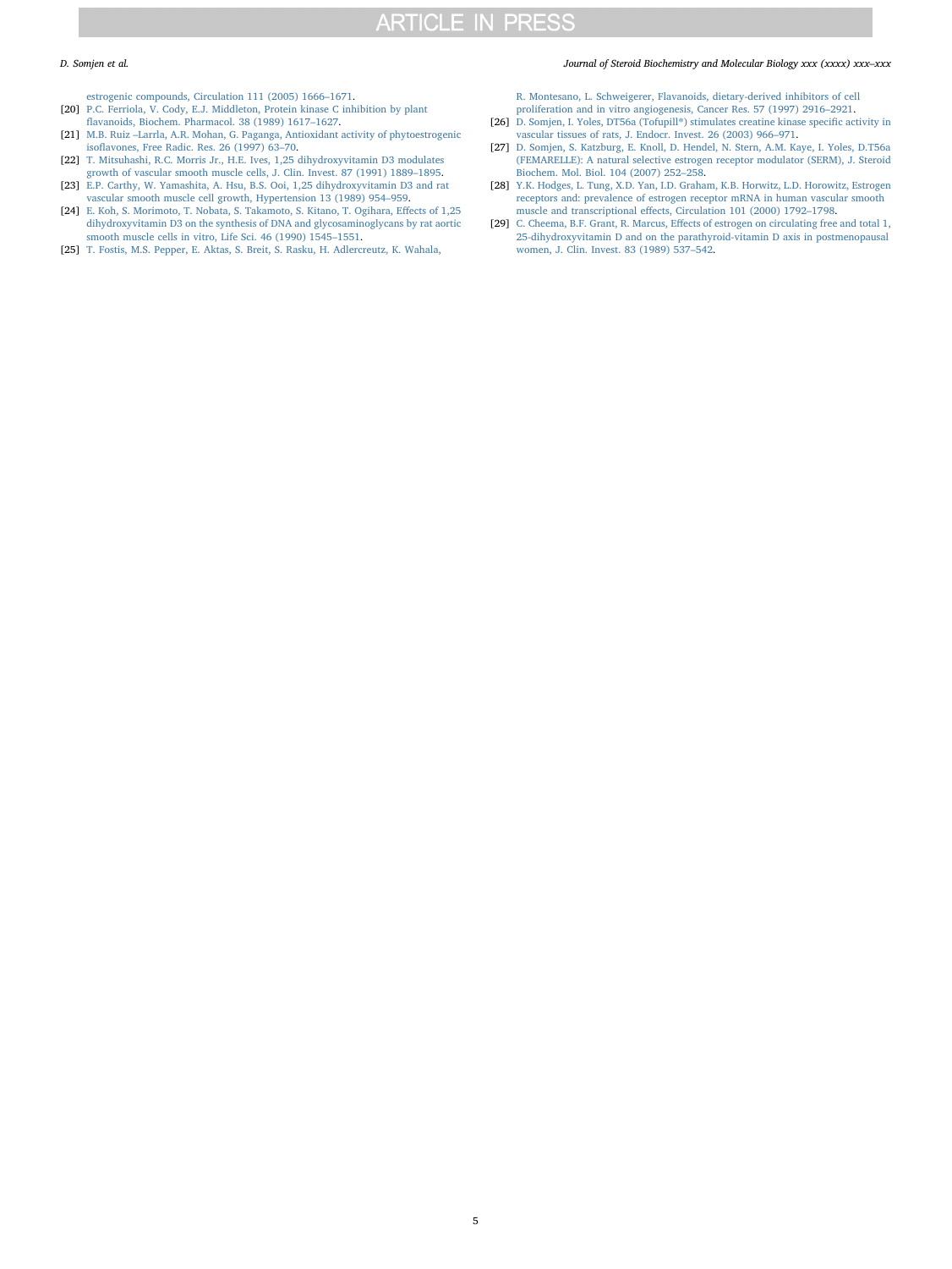estrogenic compounds, Circulation 111 (2005) 1666–1671.

[20] P.C. Ferriola, V. Cody, E.J. Middleton, Protein kinase C inhibition by plant flavanoids, Biochem. Pharmacol. 38 (1989) 1617–1627.

[21] M.B. Ruiz –Larrla, A.R. Mohan, G. Paganga, Antioxidant activity of phytoestrogenic isoflavones, Free Radic. Res. 26 (1997) 63–70.

[22] T. Mitsuhashi, R.C. Morris Jr., H.E. Ives, 1,25 dihydroxyvitamin D3 modulates growth of vascular smooth muscle cells, J. Clin. Invest. 87 (1991) 1889–1895.

[23] E.P. Carthy, W. Yamashita, A. Hsu, B.S. Ooi, 1,25 dihydroxyvitamin D3 and rat vascular smooth muscle cell growth, Hypertension 13 (1989) 954–959.

[24] E. Koh, S. Morimoto, T. Nobata, S. Takamoto, S. Kitano, T. Ogihara, Effects of 1,25 dihydroxyvitamin D3 on the synthesis of DNA and glycosaminoglycans by rat aortic smooth muscle cells in vitro, Life Sci. 46 (1990) 1545–1551.

[25] T. Fostis, M.S. Pepper, E. Aktas, S. Breit, S. Rasku, H. Adlercreutz, K. Wahala, R. Montesano, L. Schweigerer, Flavanoids, dietary-derived inhibitors of cell proliferation and in vitro angiogenesis, Cancer Res. 57 (1997) 2916–2921.

[26] D. Somjen, I. Yoles, DT56a (Tofupill®) stimulates creatine kinase specific activity in vascular tissues of rats, J. Endocr. Invest. 26 (2003) 966–971.

[27] D. Somjen, S. Katzburg, E. Knoll, D. Hendel, N. Stern, A.M. Kaye, I. Yoles, D.T56a (FEMARELLE): A natural selective estrogen receptor modulator (SERM), J. Steroid Biochem. Mol. Biol. 104 (2007) 252–258.

[28] Y.K. Hodges, L. Tung, X.D. Yan, I.D. Graham, K.B. Horwitz, L.D. Horowitz, Estrogen receptors and: prevalence of estrogen receptor mRNA in human vascular smooth muscle and transcriptional effects, Circulation 101 (2000) 1792–1798.

[29] C. Cheema, B.F. Grant, R. Marcus, Effects of estrogen on circulating free and total 1, 25-dihydroxyvitamin D and on the parathyroid-vitamin D axis in postmenopausal women, J. Clin. Invest. 83 (1989) 537–542.